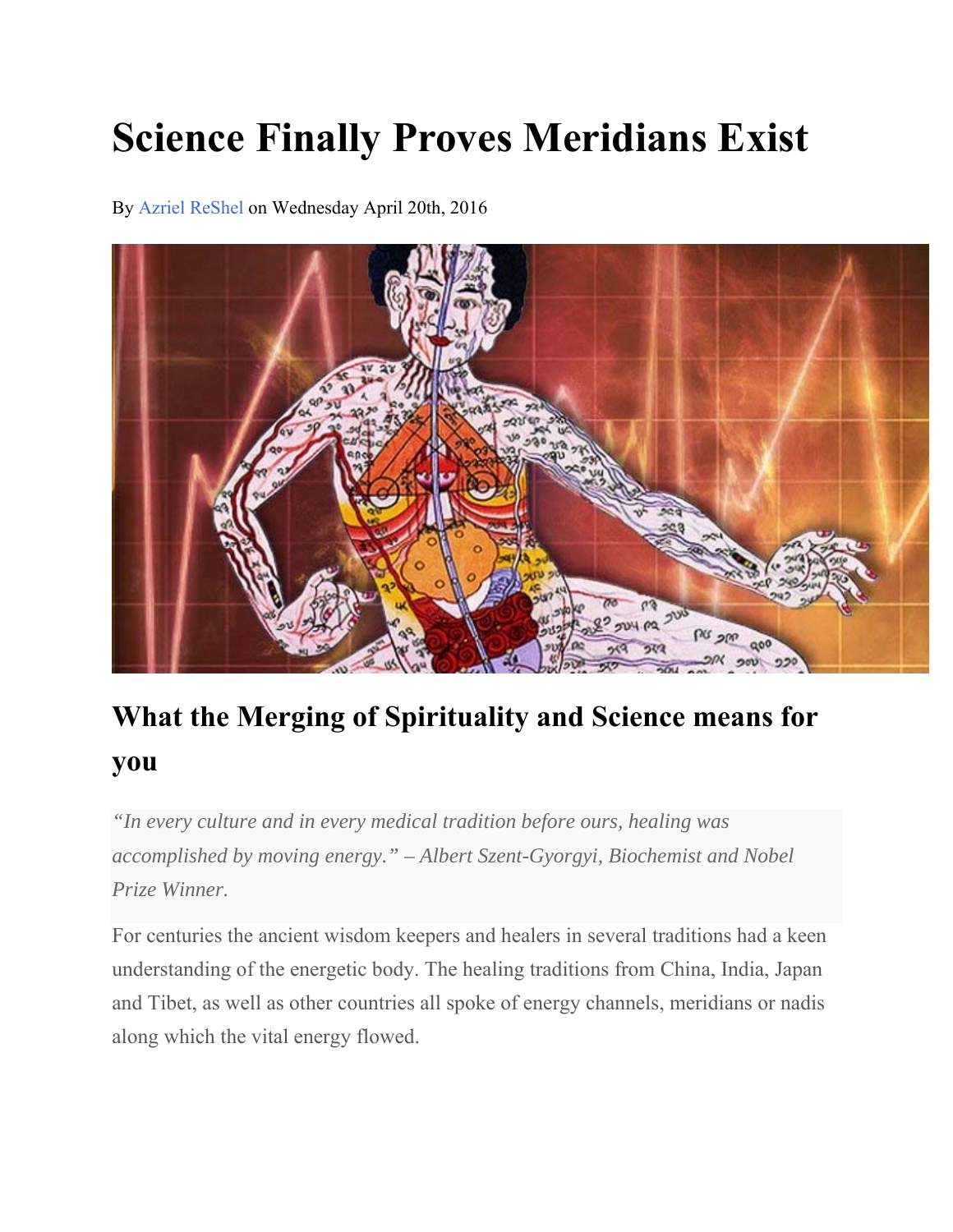# Science Finally Proves Meridians Exist

By Azriel ReShel on Wednesday April 20th, 2016

## What the Merging of Spirituality and Science means for you

> *"In every culture and in every medical tradition before ours, healing was accomplished by moving energy." – Albert Szent-Gyorgyi, Biochemist and Nobel Prize Winner.*

For centuries the ancient wisdom keepers and healers in several traditions had a keen understanding of the energetic body. The healing traditions from China, India, Japan and Tibet, as well as other countries all spoke of energy channels, meridians or nadis along which the vital energy flowed.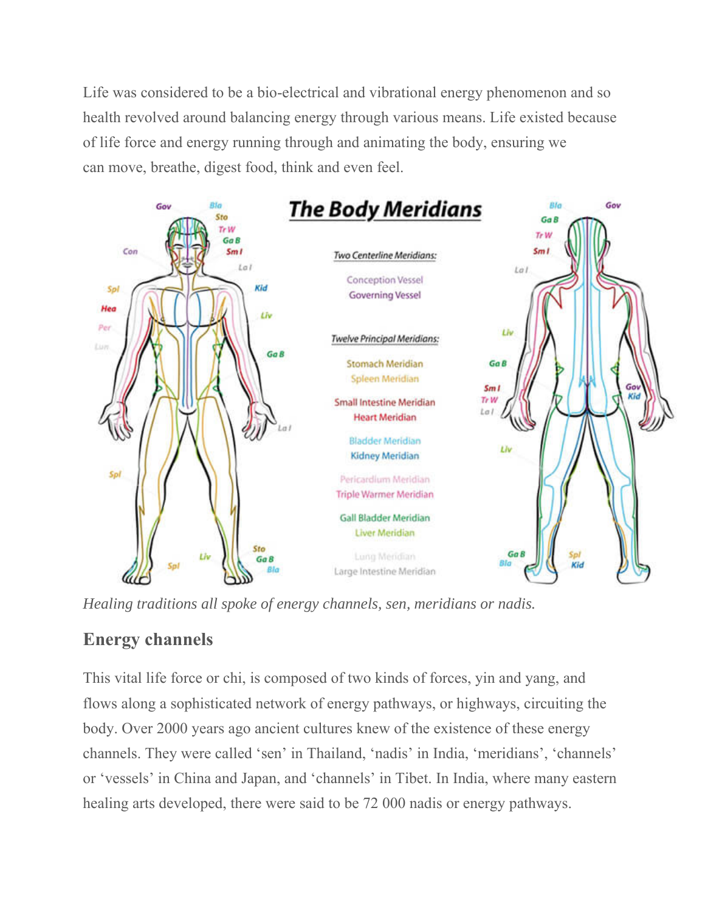Life was considered to be a bio-electrical and vibrational energy phenomenon and so health revolved around balancing energy through various means. Life existed because of life force and energy running through and animating the body, ensuring we can move, breathe, digest food, think and even feel.

*Healing traditions all spoke of energy channels, sen, meridians or nadis.*

## Energy channels

This vital life force or chi, is composed of two kinds of forces, yin and yang, and flows along a sophisticated network of energy pathways, or highways, circuiting the body. Over 2000 years ago ancient cultures knew of the existence of these energy channels. They were called 'sen' in Thailand, 'nadis' in India, 'meridians', 'channels' or 'vessels' in China and Japan, and 'channels' in Tibet. In India, where many eastern healing arts developed, there were said to be 72 000 nadis or energy pathways.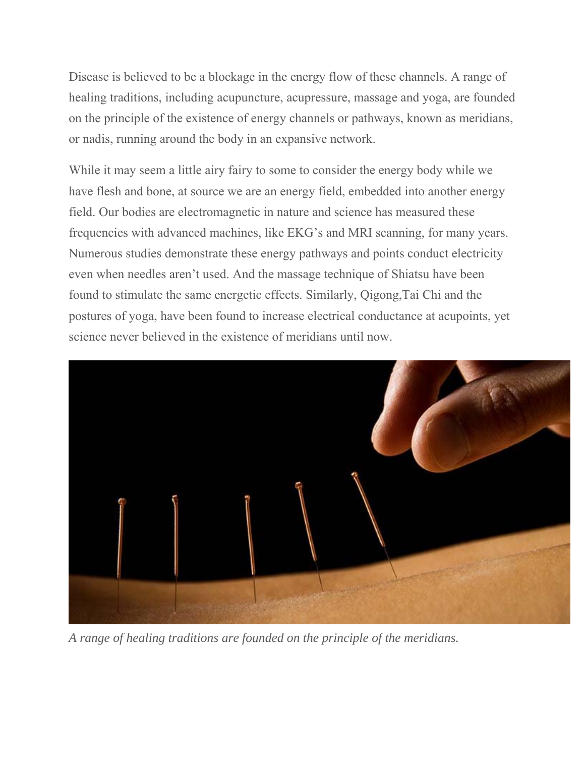Disease is believed to be a blockage in the energy flow of these channels. A range of healing traditions, including acupuncture, acupressure, massage and yoga, are founded on the principle of the existence of energy channels or pathways, known as meridians, or nadis, running around the body in an expansive network.

While it may seem a little airy fairy to some to consider the energy body while we have flesh and bone, at source we are an energy field, embedded into another energy field. Our bodies are electromagnetic in nature and science has measured these frequencies with advanced machines, like EKG's and MRI scanning, for many years. Numerous studies demonstrate these energy pathways and points conduct electricity even when needles aren't used. And the massage technique of Shiatsu have been found to stimulate the same energetic effects. Similarly, Qigong,Tai Chi and the postures of yoga, have been found to increase electrical conductance at acupoints, yet science never believed in the existence of meridians until now.

*A range of healing traditions are founded on the principle of the meridians.*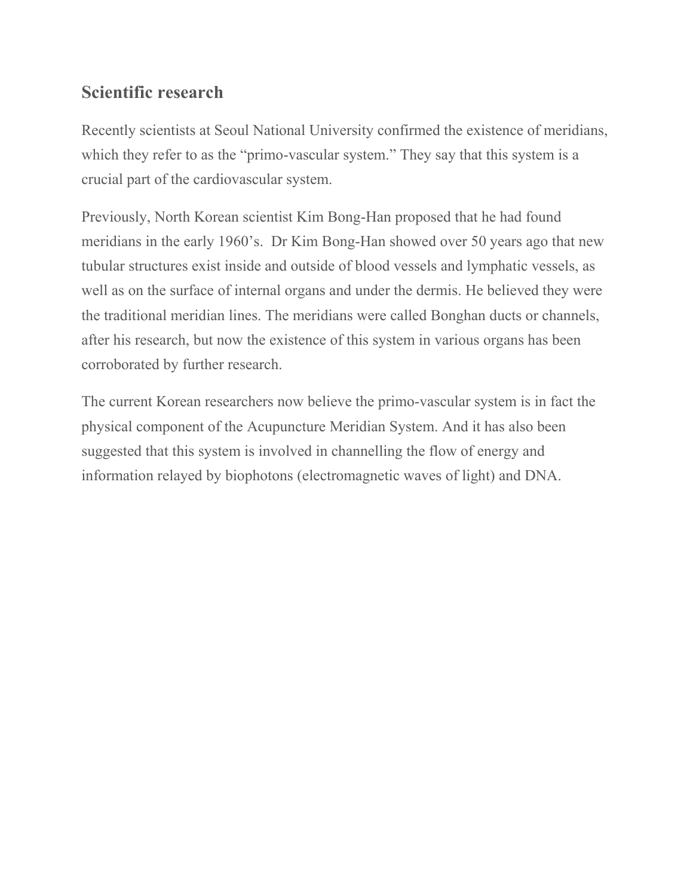## Scientific research

Recently scientists at Seoul National University confirmed the existence of meridians, which they refer to as the "primo-vascular system." They say that this system is a crucial part of the cardiovascular system.

Previously, North Korean scientist Kim Bong-Han proposed that he had found meridians in the early 1960's.  Dr Kim Bong-Han showed over 50 years ago that new tubular structures exist inside and outside of blood vessels and lymphatic vessels, as well as on the surface of internal organs and under the dermis. He believed they were the traditional meridian lines. The meridians were called Bonghan ducts or channels, after his research, but now the existence of this system in various organs has been corroborated by further research.

The current Korean researchers now believe the primo-vascular system is in fact the physical component of the Acupuncture Meridian System. And it has also been suggested that this system is involved in channelling the flow of energy and information relayed by biophotons (electromagnetic waves of light) and DNA.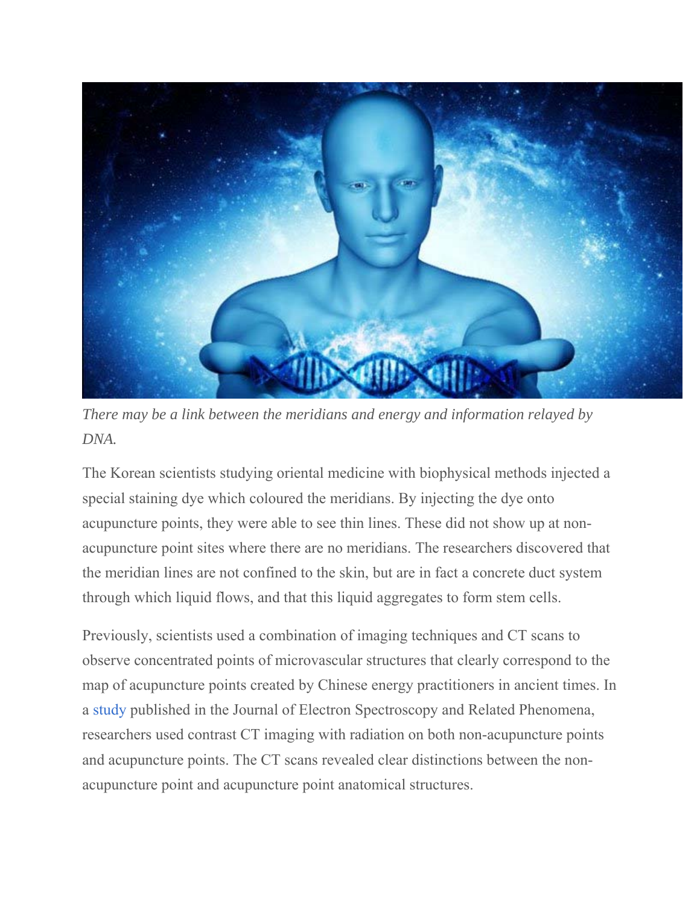*There may be a link between the meridians and energy and information relayed by DNA.*

The Korean scientists studying oriental medicine with biophysical methods injected a special staining dye which coloured the meridians. By injecting the dye onto acupuncture points, they were able to see thin lines. These did not show up at non-acupuncture point sites where there are no meridians. The researchers discovered that the meridian lines are not confined to the skin, but are in fact a concrete duct system through which liquid flows, and that this liquid aggregates to form stem cells.

Previously, scientists used a combination of imaging techniques and CT scans to observe concentrated points of microvascular structures that clearly correspond to the map of acupuncture points created by Chinese energy practitioners in ancient times. In a study published in the Journal of Electron Spectroscopy and Related Phenomena, researchers used contrast CT imaging with radiation on both non-acupuncture points and acupuncture points. The CT scans revealed clear distinctions between the non-acupuncture point and acupuncture point anatomical structures.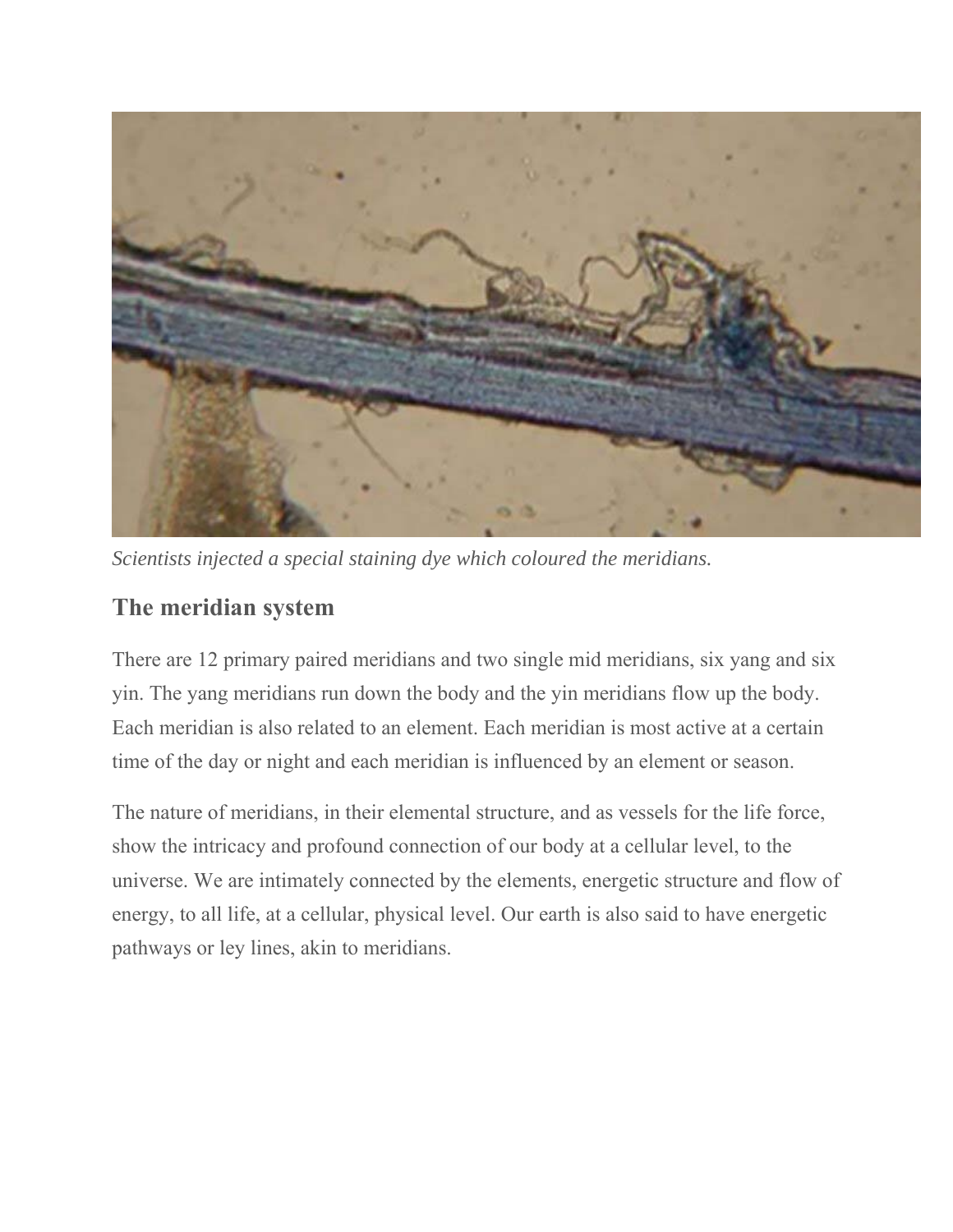*Scientists injected a special staining dye which coloured the meridians.*

## The meridian system

There are 12 primary paired meridians and two single mid meridians, six yang and six yin. The yang meridians run down the body and the yin meridians flow up the body. Each meridian is also related to an element. Each meridian is most active at a certain time of the day or night and each meridian is influenced by an element or season.

The nature of meridians, in their elemental structure, and as vessels for the life force, show the intricacy and profound connection of our body at a cellular level, to the universe. We are intimately connected by the elements, energetic structure and flow of energy, to all life, at a cellular, physical level. Our earth is also said to have energetic pathways or ley lines, akin to meridians.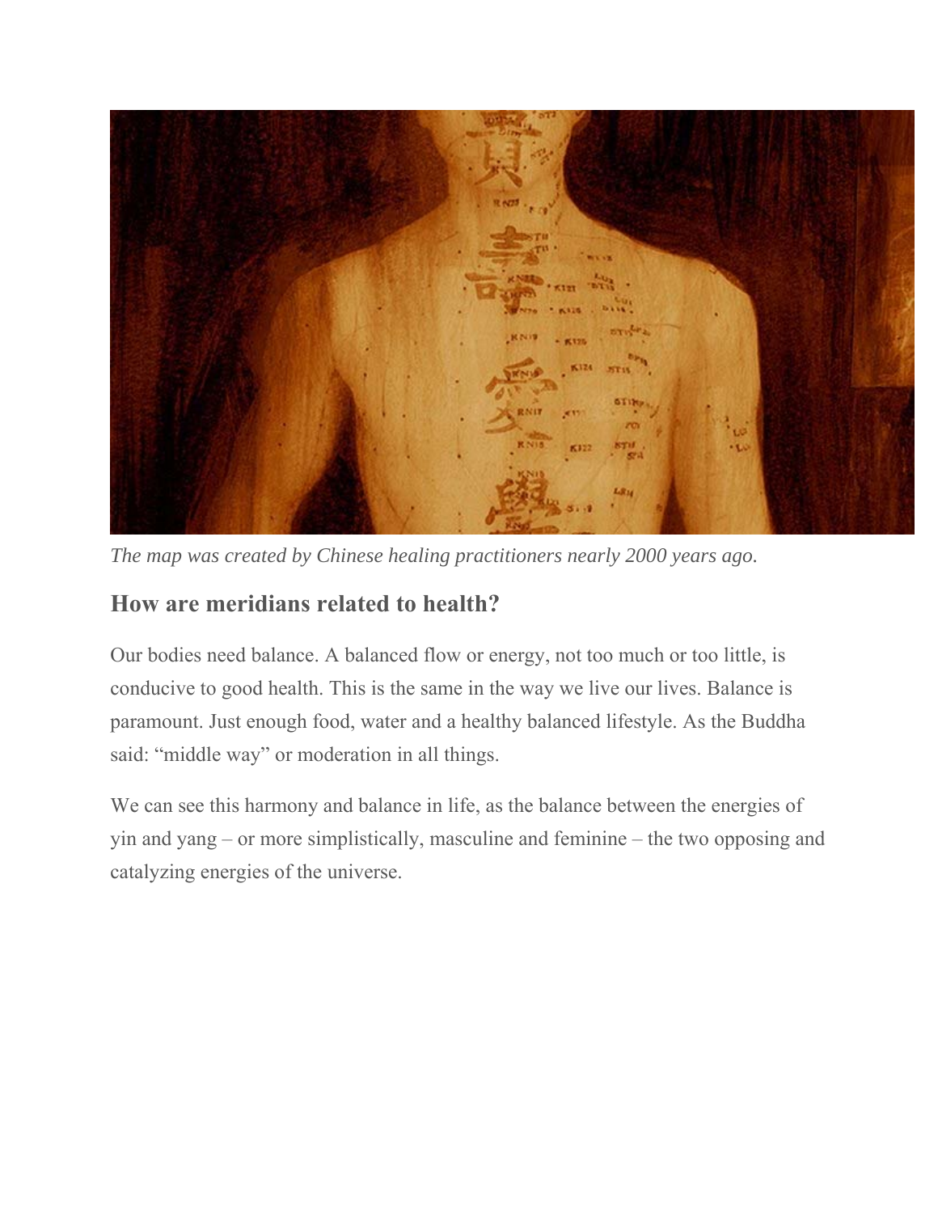*The map was created by Chinese healing practitioners nearly 2000 years ago.*

### How are meridians related to health?

Our bodies need balance. A balanced flow or energy, not too much or too little, is conducive to good health. This is the same in the way we live our lives. Balance is paramount. Just enough food, water and a healthy balanced lifestyle. As the Buddha said: "middle way" or moderation in all things.

We can see this harmony and balance in life, as the balance between the energies of yin and yang – or more simplistically, masculine and feminine – the two opposing and catalyzing energies of the universe.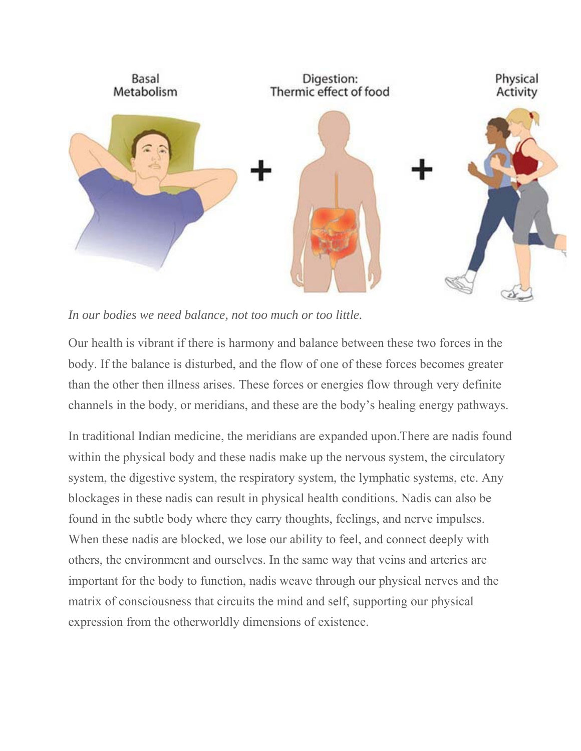*In our bodies we need balance, not too much or too little.*

Our health is vibrant if there is harmony and balance between these two forces in the body. If the balance is disturbed, and the flow of one of these forces becomes greater than the other then illness arises. These forces or energies flow through very definite channels in the body, or meridians, and these are the body's healing energy pathways.

In traditional Indian medicine, the meridians are expanded upon.There are nadis found within the physical body and these nadis make up the nervous system, the circulatory system, the digestive system, the respiratory system, the lymphatic systems, etc. Any blockages in these nadis can result in physical health conditions. Nadis can also be found in the subtle body where they carry thoughts, feelings, and nerve impulses. When these nadis are blocked, we lose our ability to feel, and connect deeply with others, the environment and ourselves. In the same way that veins and arteries are important for the body to function, nadis weave through our physical nerves and the matrix of consciousness that circuits the mind and self, supporting our physical expression from the otherworldly dimensions of existence.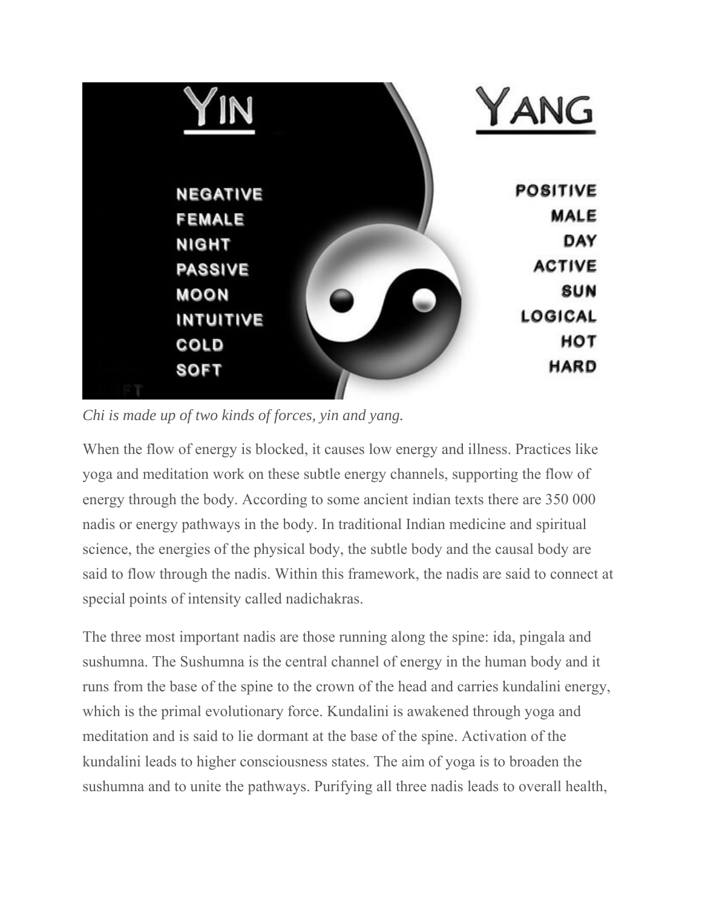*Chi is made up of two kinds of forces, yin and yang.*

When the flow of energy is blocked, it causes low energy and illness. Practices like yoga and meditation work on these subtle energy channels, supporting the flow of energy through the body. According to some ancient indian texts there are 350 000 nadis or energy pathways in the body. In traditional Indian medicine and spiritual science, the energies of the physical body, the subtle body and the causal body are said to flow through the nadis. Within this framework, the nadis are said to connect at special points of intensity called nadichakras.

The three most important nadis are those running along the spine: ida, pingala and sushumna. The Sushumna is the central channel of energy in the human body and it runs from the base of the spine to the crown of the head and carries kundalini energy, which is the primal evolutionary force. Kundalini is awakened through yoga and meditation and is said to lie dormant at the base of the spine. Activation of the kundalini leads to higher consciousness states. The aim of yoga is to broaden the sushumna and to unite the pathways. Purifying all three nadis leads to overall health,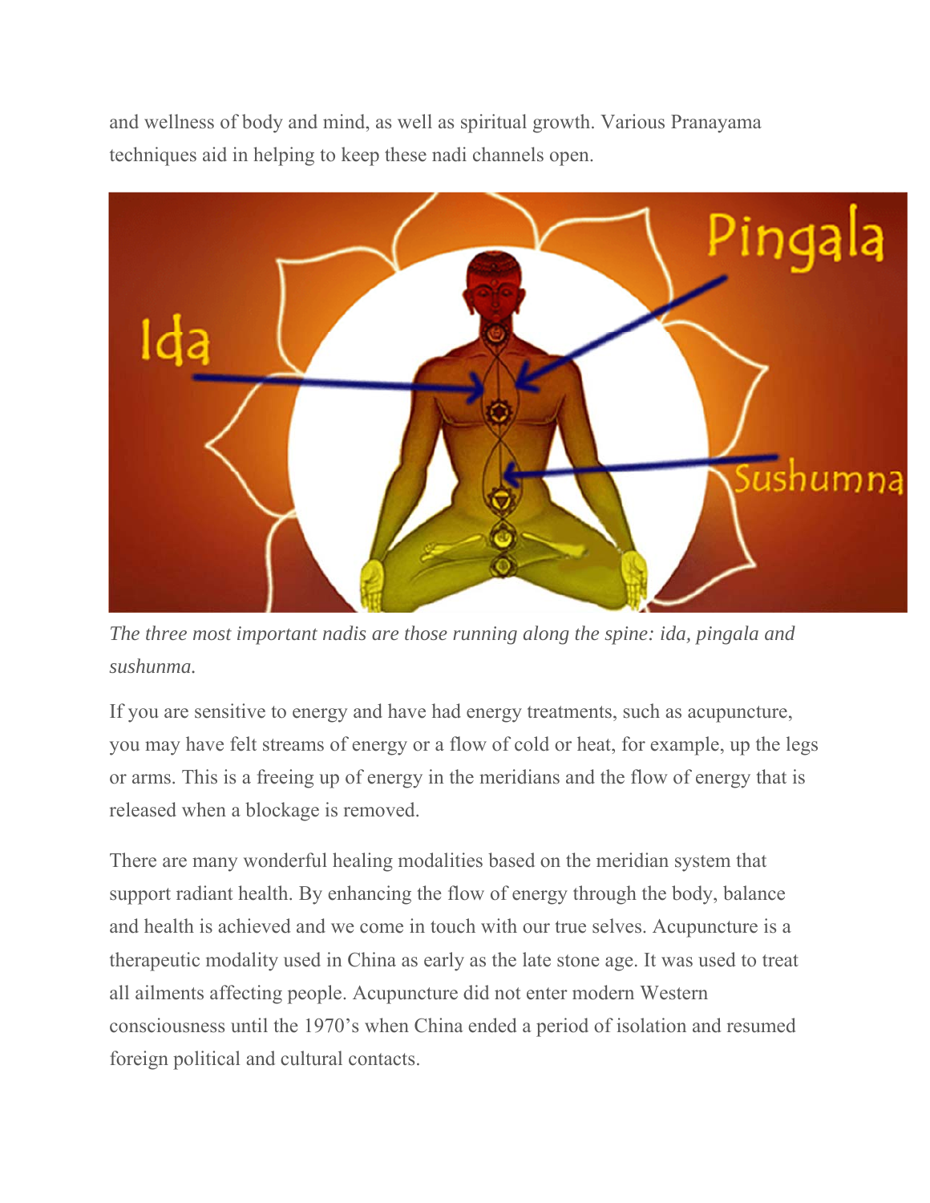and wellness of body and mind, as well as spiritual growth. Various Pranayama techniques aid in helping to keep these nadi channels open.

*The three most important nadis are those running along the spine: ida, pingala and sushunma.*

If you are sensitive to energy and have had energy treatments, such as acupuncture, you may have felt streams of energy or a flow of cold or heat, for example, up the legs or arms. This is a freeing up of energy in the meridians and the flow of energy that is released when a blockage is removed.

There are many wonderful healing modalities based on the meridian system that support radiant health. By enhancing the flow of energy through the body, balance and health is achieved and we come in touch with our true selves. Acupuncture is a therapeutic modality used in China as early as the late stone age. It was used to treat all ailments affecting people. Acupuncture did not enter modern Western consciousness until the 1970's when China ended a period of isolation and resumed foreign political and cultural contacts.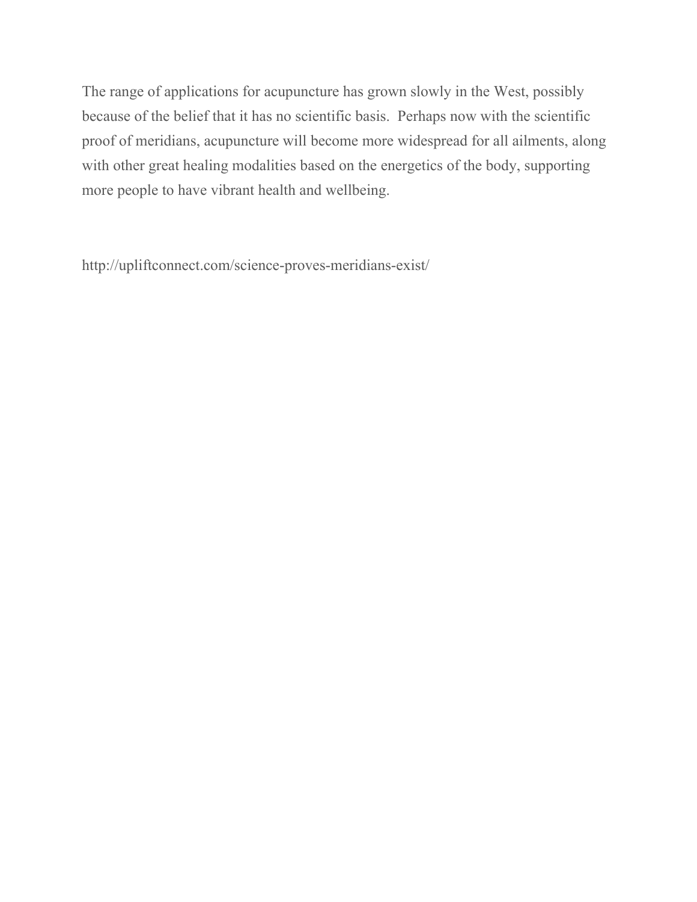The range of applications for acupuncture has grown slowly in the West, possibly because of the belief that it has no scientific basis. Perhaps now with the scientific proof of meridians, acupuncture will become more widespread for all ailments, along with other great healing modalities based on the energetics of the body, supporting more people to have vibrant health and wellbeing.

http://upliftconnect.com/science-proves-meridians-exist/